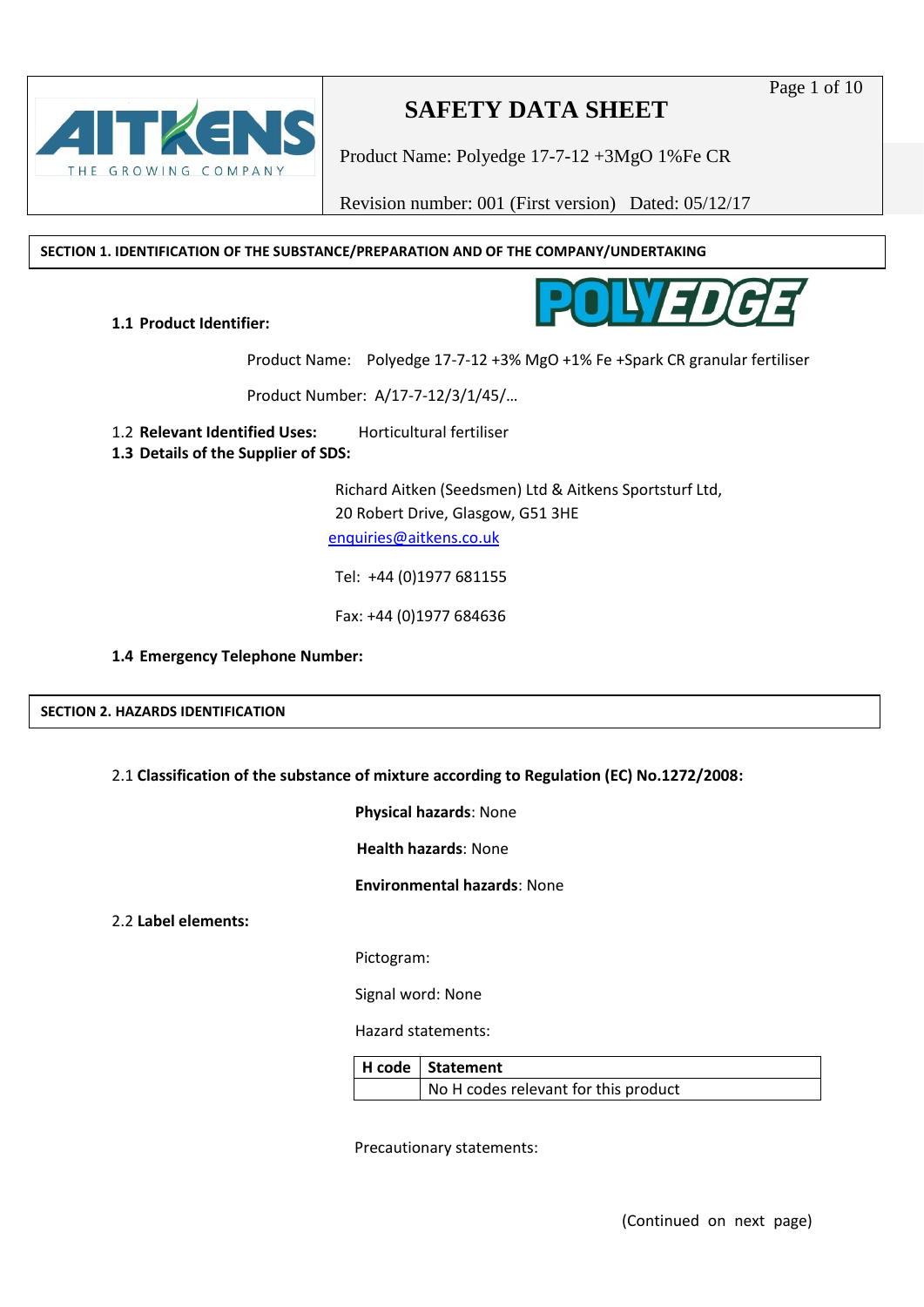# SAFETY DATA SHEET

Product Name: Polyedge 17-7-12 +3MgO 1%Fe CR

Revision number: 001 (First version) Dated: 05/12/17

## SECTION 1. IDENTIFICATION OF THE SUBSTANCE/PREPARATION AND OF THE COMPANY/UNDERTAKING

**1.1 Product Identifier:**

Product Name: Polyedge 17-7-12 +3% MgO +1% Fe +Spark CR granular fertiliser

Product Number: A/17-7-12/3/1/45/…

1.2 **Relevant Identified Uses:** Horticultural fertiliser

**1.3 Details of the Supplier of SDS:**

Richard Aitken (Seedsmen) Ltd & Aitkens Sportsturf Ltd,
20 Robert Drive, Glasgow, G51 3HE
enquiries@aitkens.co.uk

Tel: +44 (0)1977 681155

Fax: +44 (0)1977 684636

**1.4 Emergency Telephone Number:**

## SECTION 2. HAZARDS IDENTIFICATION

2.1 **Classification of the substance of mixture according to Regulation (EC) No.1272/2008:**

**Physical hazards**: None

**Health hazards**: None

**Environmental hazards**: None

2.2 **Label elements:**

Pictogram:

Signal word: None

Hazard statements:

| H code | Statement |
|---|---|
| | No H codes relevant for this product |

Precautionary statements:

(Continued on next page)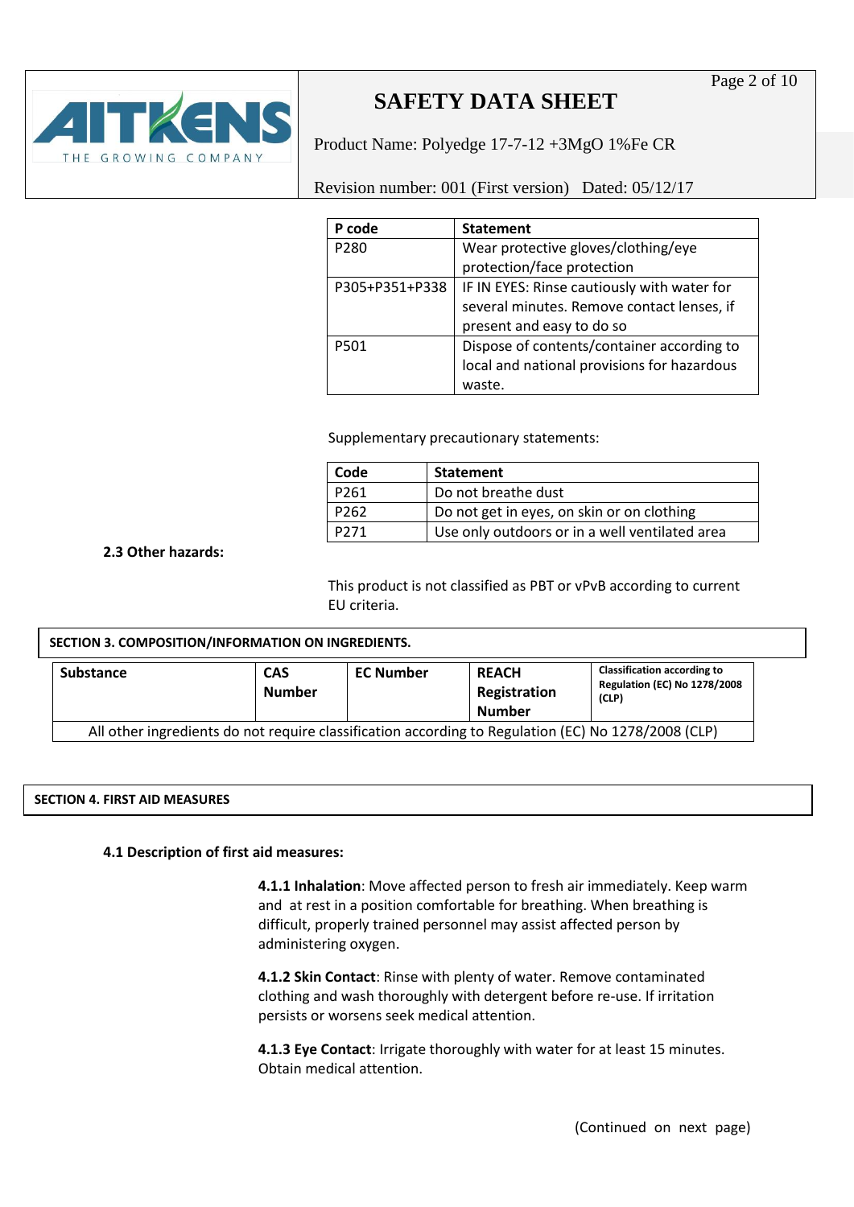| P code | Statement |
| --- | --- |
| P280 | Wear protective gloves/clothing/eye protection/face protection |
| P305+P351+P338 | IF IN EYES: Rinse cautiously with water for several minutes. Remove contact lenses, if present and easy to do so |
| P501 | Dispose of contents/container according to local and national provisions for hazardous waste. |

Supplementary precautionary statements:

| Code | Statement |
| --- | --- |
| P261 | Do not breathe dust |
| P262 | Do not get in eyes, on skin or on clothing |
| P271 | Use only outdoors or in a well ventilated area |

**2.3 Other hazards:**

This product is not classified as PBT or vPvB according to current EU criteria.

## SECTION 3. COMPOSITION/INFORMATION ON INGREDIENTS.

| Substance | CAS Number | EC Number | REACH Registration Number | Classification according to Regulation (EC) No 1278/2008 (CLP) |
| --- | --- | --- | --- | --- |
| All other ingredients do not require classification according to Regulation (EC) No 1278/2008 (CLP) | | | | |

## SECTION 4. FIRST AID MEASURES

**4.1 Description of first aid measures:**

**4.1.1 Inhalation**: Move affected person to fresh air immediately. Keep warm and at rest in a position comfortable for breathing. When breathing is difficult, properly trained personnel may assist affected person by administering oxygen.

**4.1.2 Skin Contact**: Rinse with plenty of water. Remove contaminated clothing and wash thoroughly with detergent before re-use. If irritation persists or worsens seek medical attention.

**4.1.3 Eye Contact**: Irrigate thoroughly with water for at least 15 minutes. Obtain medical attention.

(Continued on next page)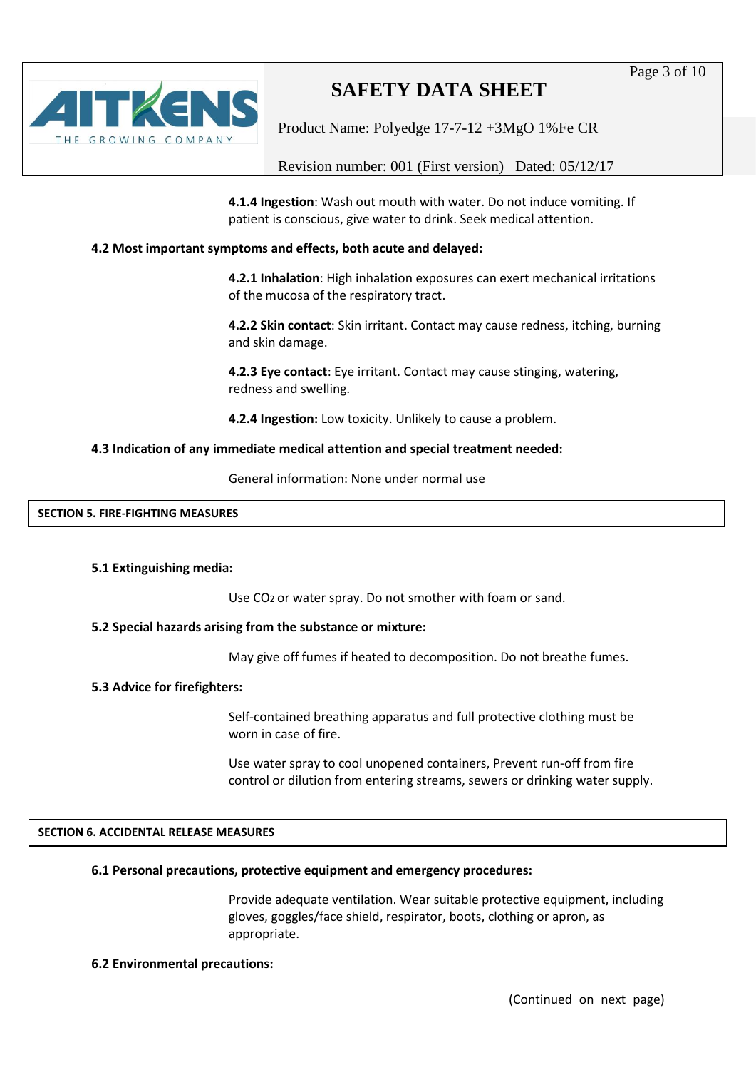**4.1.4 Ingestion**: Wash out mouth with water. Do not induce vomiting. If patient is conscious, give water to drink. Seek medical attention.

**4.2 Most important symptoms and effects, both acute and delayed:**

**4.2.1 Inhalation**: High inhalation exposures can exert mechanical irritations of the mucosa of the respiratory tract.

**4.2.2 Skin contact**: Skin irritant. Contact may cause redness, itching, burning and skin damage.

**4.2.3 Eye contact**: Eye irritant. Contact may cause stinging, watering, redness and swelling.

**4.2.4 Ingestion:** Low toxicity. Unlikely to cause a problem.

**4.3 Indication of any immediate medical attention and special treatment needed:**

General information: None under normal use

## SECTION 5. FIRE-FIGHTING MEASURES

**5.1 Extinguishing media:**

Use $CO_2$ or water spray. Do not smother with foam or sand.

**5.2 Special hazards arising from the substance or mixture:**

May give off fumes if heated to decomposition. Do not breathe fumes.

**5.3 Advice for firefighters:**

Self-contained breathing apparatus and full protective clothing must be worn in case of fire.

Use water spray to cool unopened containers, Prevent run-off from fire control or dilution from entering streams, sewers or drinking water supply.

## SECTION 6. ACCIDENTAL RELEASE MEASURES

**6.1 Personal precautions, protective equipment and emergency procedures:**

Provide adequate ventilation. Wear suitable protective equipment, including gloves, goggles/face shield, respirator, boots, clothing or apron, as appropriate.

**6.2 Environmental precautions:**

(Continued on next page)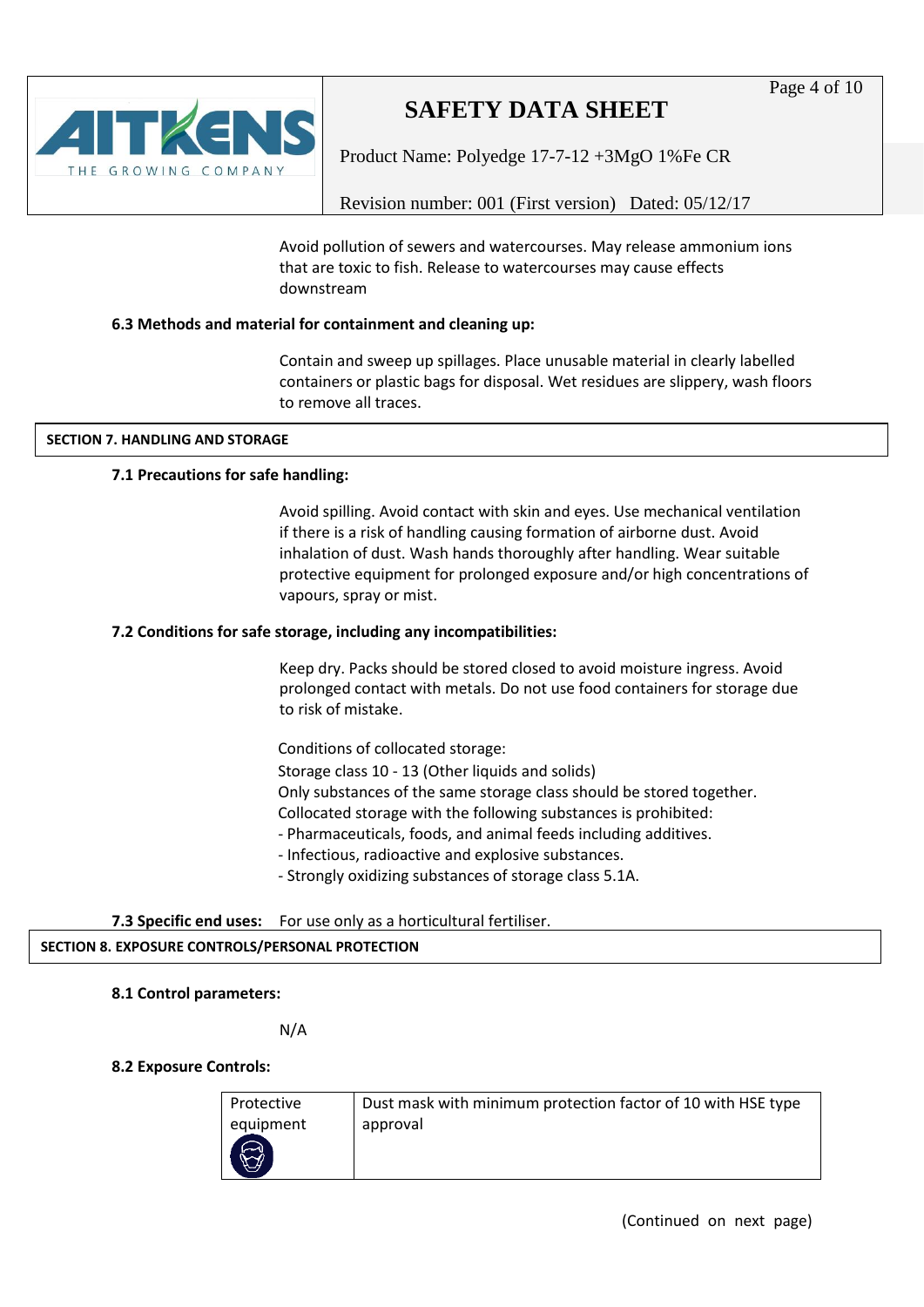Avoid pollution of sewers and watercourses. May release ammonium ions that are toxic to fish. Release to watercourses may cause effects downstream

**6.3 Methods and material for containment and cleaning up:**

Contain and sweep up spillages. Place unusable material in clearly labelled containers or plastic bags for disposal. Wet residues are slippery, wash floors to remove all traces.

## SECTION 7. HANDLING AND STORAGE

**7.1 Precautions for safe handling:**

Avoid spilling. Avoid contact with skin and eyes. Use mechanical ventilation if there is a risk of handling causing formation of airborne dust. Avoid inhalation of dust. Wash hands thoroughly after handling. Wear suitable protective equipment for prolonged exposure and/or high concentrations of vapours, spray or mist.

**7.2 Conditions for safe storage, including any incompatibilities:**

Keep dry. Packs should be stored closed to avoid moisture ingress. Avoid prolonged contact with metals. Do not use food containers for storage due to risk of mistake.

Conditions of collocated storage:
Storage class 10 - 13 (Other liquids and solids)
Only substances of the same storage class should be stored together.
Collocated storage with the following substances is prohibited:
- Pharmaceuticals, foods, and animal feeds including additives.
- Infectious, radioactive and explosive substances.
- Strongly oxidizing substances of storage class 5.1A.

**7.3 Specific end uses:** For use only as a horticultural fertiliser.

## SECTION 8. EXPOSURE CONTROLS/PERSONAL PROTECTION

**8.1 Control parameters:**

N/A

**8.2 Exposure Controls:**

| Protective equipment | Dust mask with minimum protection factor of 10 with HSE type approval |
|---|---|

(Continued on next page)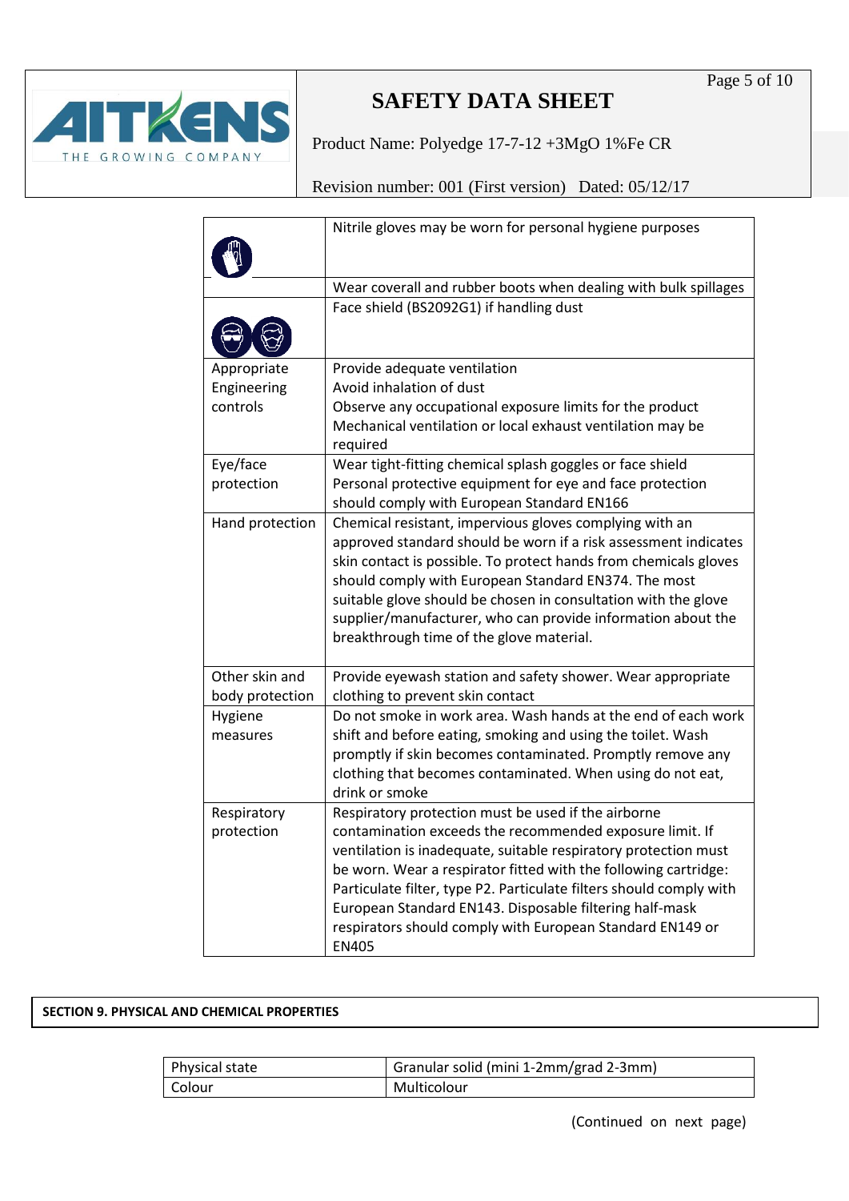| | |
|---|---|
| | Nitrile gloves may be worn for personal hygiene purposes |
| | Wear coverall and rubber boots when dealing with bulk spillages |
| | Face shield (BS2092G1) if handling dust |
| Appropriate Engineering controls | Provide adequate ventilation<br>Avoid inhalation of dust<br>Observe any occupational exposure limits for the product<br>Mechanical ventilation or local exhaust ventilation may be required |
| Eye/face protection | Wear tight-fitting chemical splash goggles or face shield<br>Personal protective equipment for eye and face protection should comply with European Standard EN166 |
| Hand protection | Chemical resistant, impervious gloves complying with an approved standard should be worn if a risk assessment indicates skin contact is possible. To protect hands from chemicals gloves should comply with European Standard EN374. The most suitable glove should be chosen in consultation with the glove supplier/manufacturer, who can provide information about the breakthrough time of the glove material. |
| Other skin and body protection | Provide eyewash station and safety shower. Wear appropriate clothing to prevent skin contact |
| Hygiene measures | Do not smoke in work area. Wash hands at the end of each work shift and before eating, smoking and using the toilet. Wash promptly if skin becomes contaminated. Promptly remove any clothing that becomes contaminated. When using do not eat, drink or smoke |
| Respiratory protection | Respiratory protection must be used if the airborne contamination exceeds the recommended exposure limit. If ventilation is inadequate, suitable respiratory protection must be worn. Wear a respirator fitted with the following cartridge: Particulate filter, type P2. Particulate filters should comply with European Standard EN143. Disposable filtering half-mask respirators should comply with European Standard EN149 or EN405 |

## SECTION 9. PHYSICAL AND CHEMICAL PROPERTIES

| | |
|---|---|
| Physical state | Granular solid (mini 1-2mm/grad 2-3mm) |
| Colour | Multicolour |

(Continued on next page)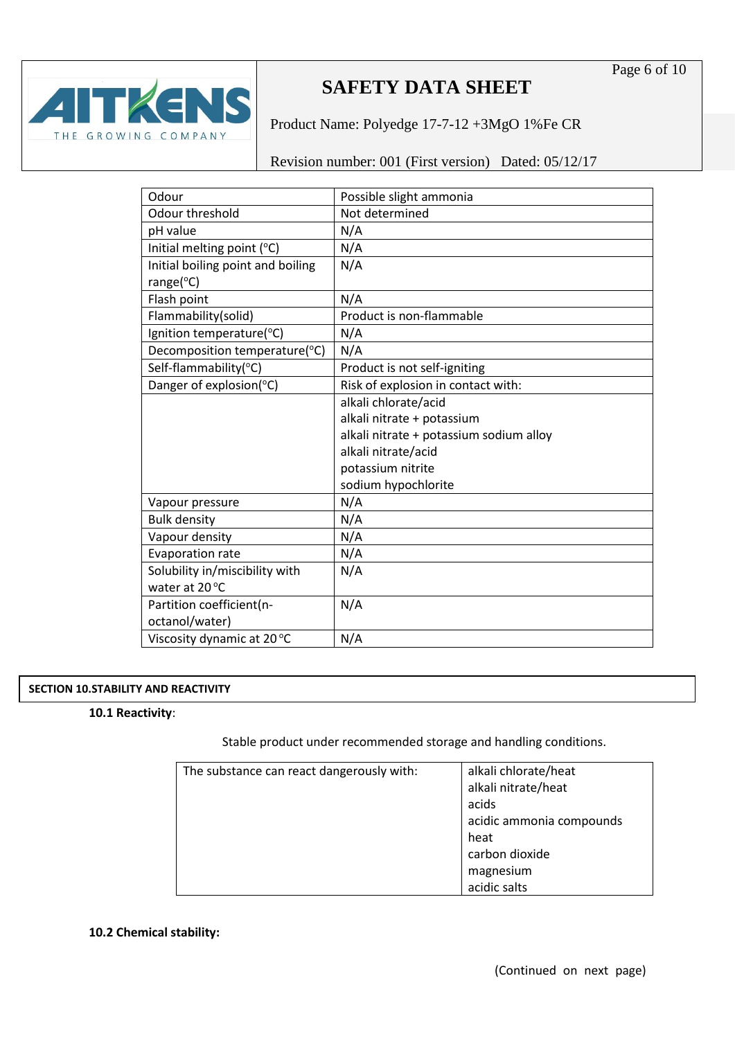| Odour | Possible slight ammonia |
|---|---|
| Odour threshold | Not determined |
| pH value | N/A |
| Initial melting point (°C) | N/A |
| Initial boiling point and boiling range(°C) | N/A |
| Flash point | N/A |
| Flammability(solid) | Product is non-flammable |
| Ignition temperature(°C) | N/A |
| Decomposition temperature(°C) | N/A |
| Self-flammability(°C) | Product is not self-igniting |
| Danger of explosion(°C) | Risk of explosion in contact with: |
| | alkali chlorate/acid<br>alkali nitrate + potassium<br>alkali nitrate + potassium sodium alloy<br>alkali nitrate/acid<br>potassium nitrite<br>sodium hypochlorite |
| Vapour pressure | N/A |
| Bulk density | N/A |
| Vapour density | N/A |
| Evaporation rate | N/A |
| Solubility in/miscibility with water at 20 °C | N/A |
| Partition coefficient(n-octanol/water) | N/A |
| Viscosity dynamic at 20 °C | N/A |

## SECTION 10.STABILITY AND REACTIVITY

**10.1 Reactivity**:

Stable product under recommended storage and handling conditions.

| The substance can react dangerously with: | alkali chlorate/heat<br>alkali nitrate/heat<br>acids<br>acidic ammonia compounds<br>heat<br>carbon dioxide<br>magnesium<br>acidic salts |
|---|---|

**10.2 Chemical stability:**

(Continued on next page)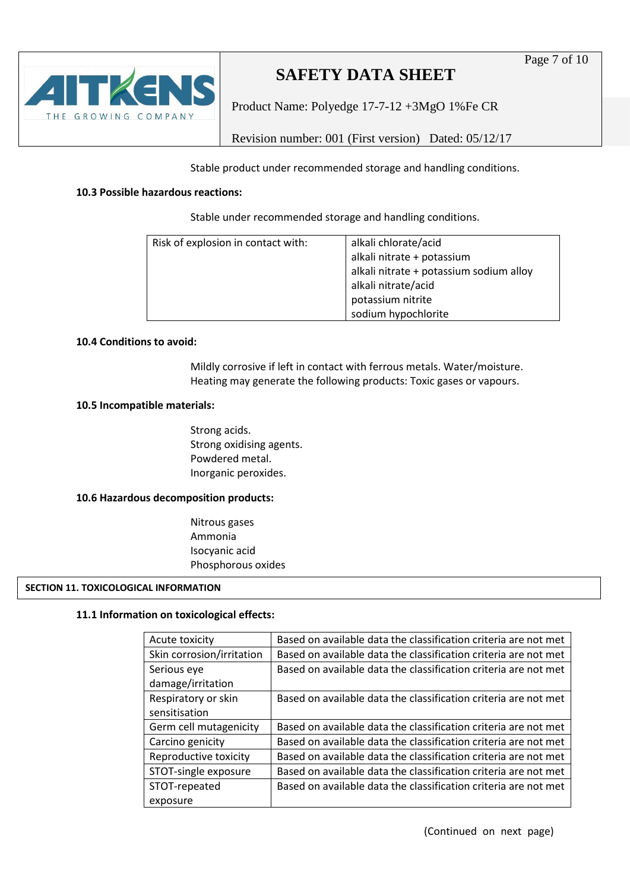Stable product under recommended storage and handling conditions.

**10.3 Possible hazardous reactions:**

Stable under recommended storage and handling conditions.

| Risk of explosion in contact with: | alkali chlorate/acid<br>alkali nitrate + potassium<br>alkali nitrate + potassium sodium alloy<br>alkali nitrate/acid<br>potassium nitrite<br>sodium hypochlorite |
|---|---|

**10.4 Conditions to avoid:**

Mildly corrosive if left in contact with ferrous metals. Water/moisture.
Heating may generate the following products: Toxic gases or vapours.

**10.5 Incompatible materials:**

Strong acids.
Strong oxidising agents.
Powdered metal.
Inorganic peroxides.

**10.6 Hazardous decomposition products:**

Nitrous gases
Ammonia
Isocyanic acid
Phosphorous oxides

## SECTION 11. TOXICOLOGICAL INFORMATION

**11.1 Information on toxicological effects:**

| Acute toxicity | Based on available data the classification criteria are not met |
|---|---|
| Skin corrosion/irritation | Based on available data the classification criteria are not met |
| Serious eye damage/irritation | Based on available data the classification criteria are not met |
| Respiratory or skin sensitisation | Based on available data the classification criteria are not met |
| Germ cell mutagenicity | Based on available data the classification criteria are not met |
| Carcino genicity | Based on available data the classification criteria are not met |
| Reproductive toxicity | Based on available data the classification criteria are not met |
| STOT-single exposure | Based on available data the classification criteria are not met |
| STOT-repeated exposure | Based on available data the classification criteria are not met |

(Continued on next page)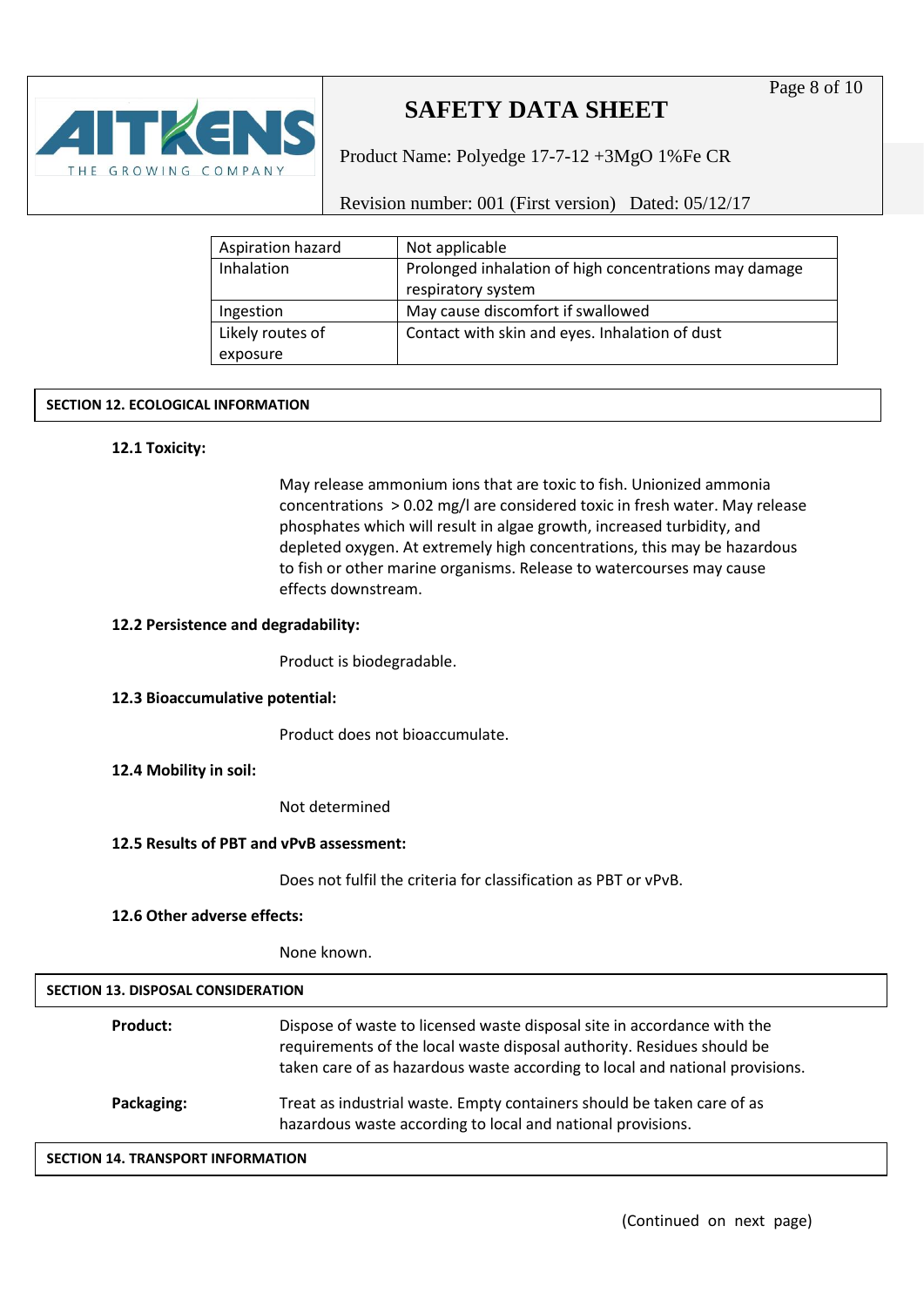| Aspiration hazard | Not applicable |
| --- | --- |
| Inhalation | Prolonged inhalation of high concentrations may damage respiratory system |
| Ingestion | May cause discomfort if swallowed |
| Likely routes of exposure | Contact with skin and eyes. Inhalation of dust |

## SECTION 12. ECOLOGICAL INFORMATION

**12.1 Toxicity:**

May release ammonium ions that are toxic to fish. Unionized ammonia concentrations > 0.02 mg/l are considered toxic in fresh water. May release phosphates which will result in algae growth, increased turbidity, and depleted oxygen. At extremely high concentrations, this may be hazardous to fish or other marine organisms. Release to watercourses may cause effects downstream.

**12.2 Persistence and degradability:**

Product is biodegradable.

**12.3 Bioaccumulative potential:**

Product does not bioaccumulate.

**12.4 Mobility in soil:**

Not determined

**12.5 Results of PBT and vPvB assessment:**

Does not fulfil the criteria for classification as PBT or vPvB.

**12.6 Other adverse effects:**

None known.

## SECTION 13. DISPOSAL CONSIDERATION

**Product:** Dispose of waste to licensed waste disposal site in accordance with the requirements of the local waste disposal authority. Residues should be taken care of as hazardous waste according to local and national provisions.

**Packaging:** Treat as industrial waste. Empty containers should be taken care of as hazardous waste according to local and national provisions.

## SECTION 14. TRANSPORT INFORMATION

(Continued on next page)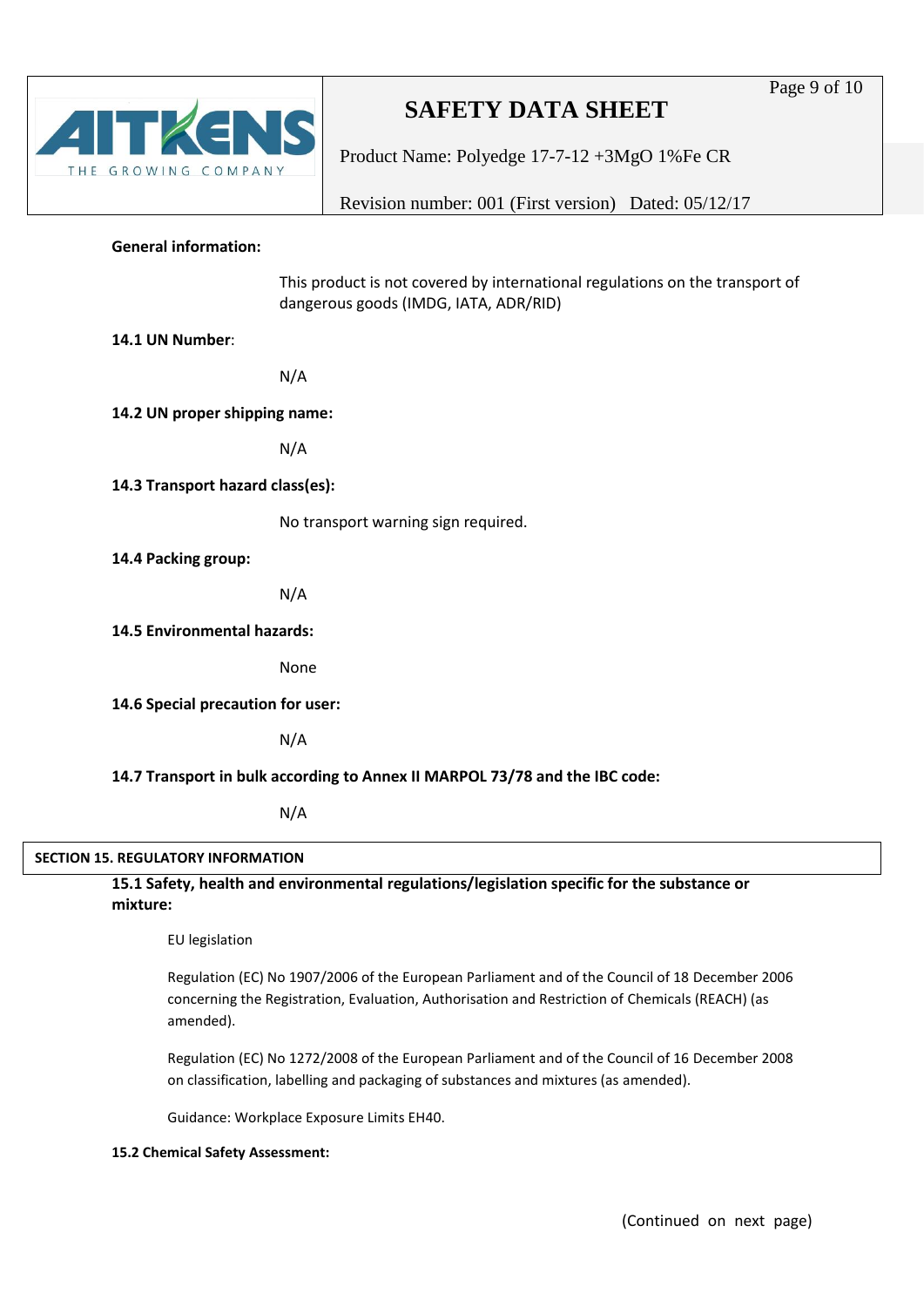**General information:**

This product is not covered by international regulations on the transport of dangerous goods (IMDG, IATA, ADR/RID)

**14.1 UN Number**:

N/A

**14.2 UN proper shipping name:**

N/A

**14.3 Transport hazard class(es):**

No transport warning sign required.

**14.4 Packing group:**

N/A

**14.5 Environmental hazards:**

None

**14.6 Special precaution for user:**

N/A

**14.7 Transport in bulk according to Annex II MARPOL 73/78 and the IBC code:**

N/A

## SECTION 15. REGULATORY INFORMATION

**15.1 Safety, health and environmental regulations/legislation specific for the substance or mixture:**

EU legislation

Regulation (EC) No 1907/2006 of the European Parliament and of the Council of 18 December 2006 concerning the Registration, Evaluation, Authorisation and Restriction of Chemicals (REACH) (as amended).

Regulation (EC) No 1272/2008 of the European Parliament and of the Council of 16 December 2008 on classification, labelling and packaging of substances and mixtures (as amended).

Guidance: Workplace Exposure Limits EH40.

**15.2 Chemical Safety Assessment:**

(Continued on next page)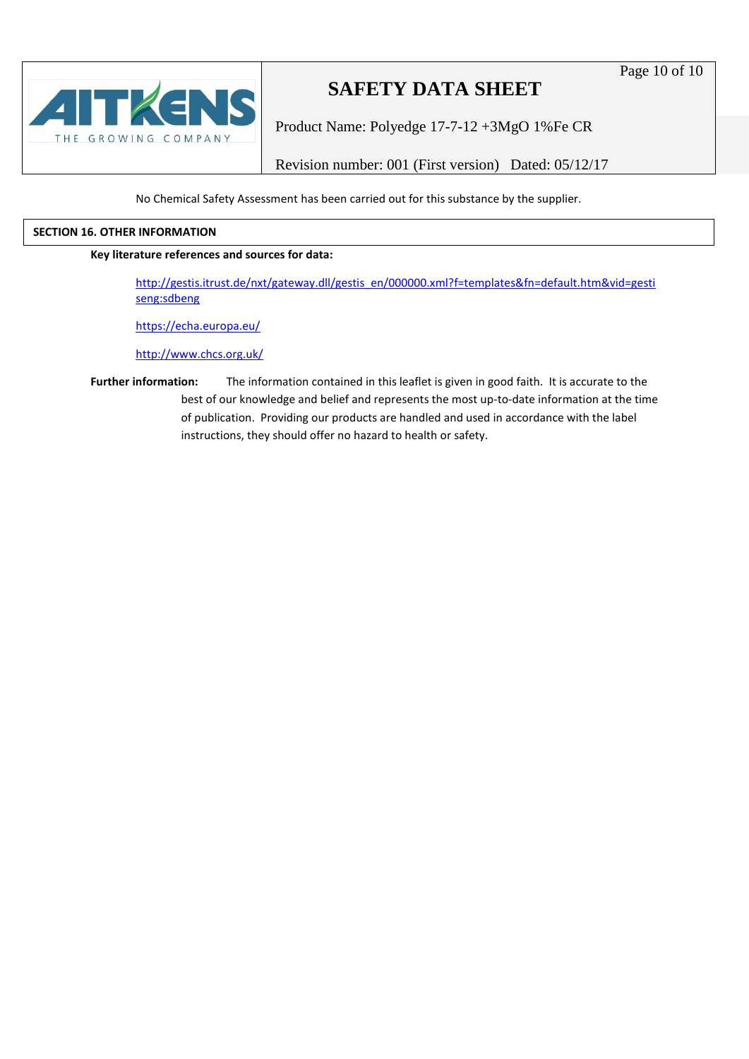No Chemical Safety Assessment has been carried out for this substance by the supplier.

## SECTION 16. OTHER INFORMATION

**Key literature references and sources for data:**

http://gestis.itrust.de/nxt/gateway.dll/gestis_en/000000.xml?f=templates&fn=default.htm&vid=gestiseng:sdbeng

https://echa.europa.eu/

http://www.chcs.org.uk/

**Further information:** The information contained in this leaflet is given in good faith. It is accurate to the best of our knowledge and belief and represents the most up-to-date information at the time of publication. Providing our products are handled and used in accordance with the label instructions, they should offer no hazard to health or safety.